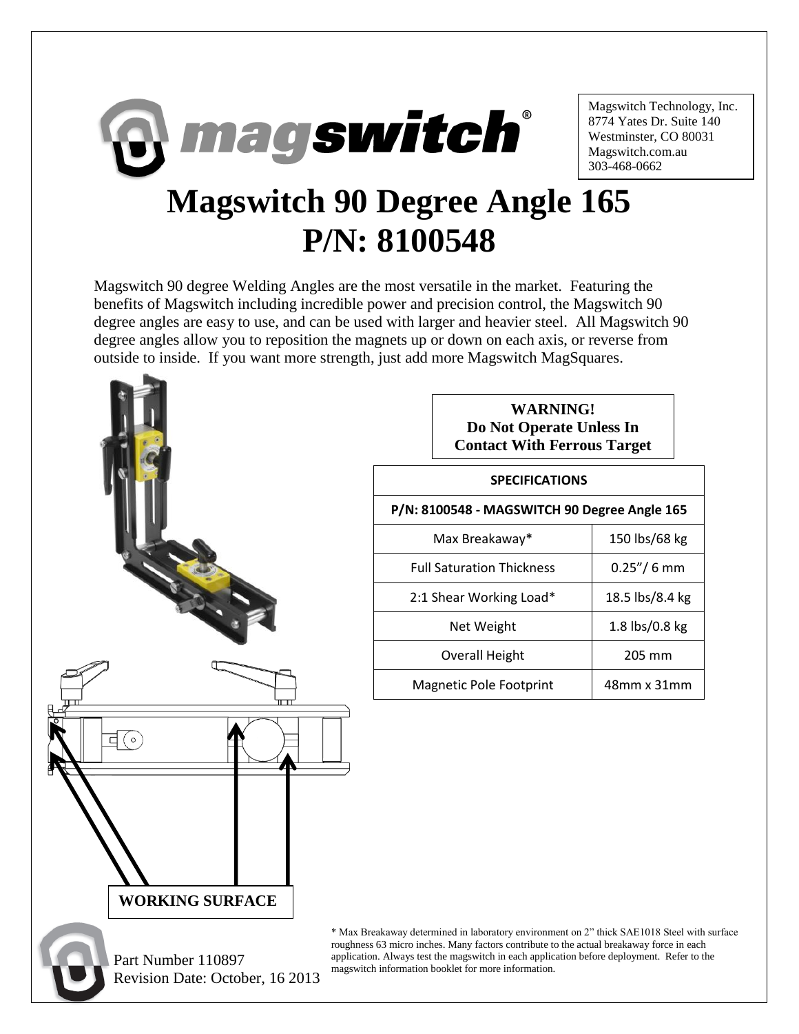Magswitch Technology, Inc.
8774 Yates Dr. Suite 140
Westminster, CO 80031
Magswitch.com.au
303-468-0662

# Magswitch 90 Degree Angle 165
# P/N: 8100548

Magswitch 90 degree Welding Angles are the most versatile in the market. Featuring the benefits of Magswitch including incredible power and precision control, the Magswitch 90 degree angles are easy to use, and can be used with larger and heavier steel. All Magswitch 90 degree angles allow you to reposition the magnets up or down on each axis, or reverse from outside to inside. If you want more strength, just add more Magswitch MagSquares.

**WARNING!**
**Do Not Operate Unless In Contact With Ferrous Target**

| SPECIFICATIONS | |
|---|---|
| P/N: 8100548 - MAGSWITCH 90 Degree Angle 165 | |
| Max Breakaway* | 150 lbs/68 kg |
| Full Saturation Thickness | 0.25"/ 6 mm |
| 2:1 Shear Working Load* | 18.5 lbs/8.4 kg |
| Net Weight | 1.8 lbs/0.8 kg |
| Overall Height | 205 mm |
| Magnetic Pole Footprint | 48mm x 31mm |

**WORKING SURFACE**

* Max Breakaway determined in laboratory environment on 2" thick SAE1018 Steel with surface roughness 63 micro inches. Many factors contribute to the actual breakaway force in each application. Always test the magswitch in each application before deployment. Refer to the magswitch information booklet for more information.

Part Number 110897
Revision Date: October, 16 2013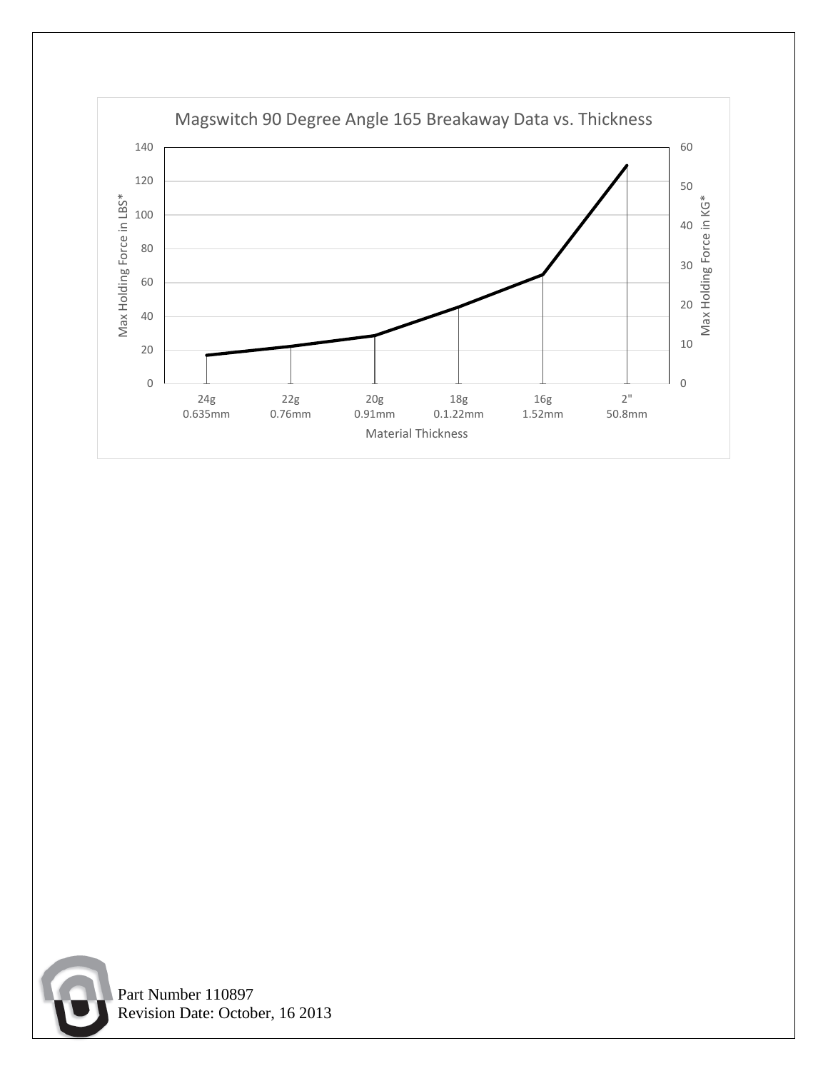## Magswitch 90 Degree Angle 165 Breakaway Data vs. Thickness

Max Holding Force in LBS* (left axis: 0–140) / Max Holding Force in KG* (right axis: 0–60)

Material Thickness: 24g 0.635mm, 22g 0.76mm, 20g 0.91mm, 18g 0.1.22mm, 16g 1.52mm, 2" 50.8mm

Part Number 110897
Revision Date: October, 16 2013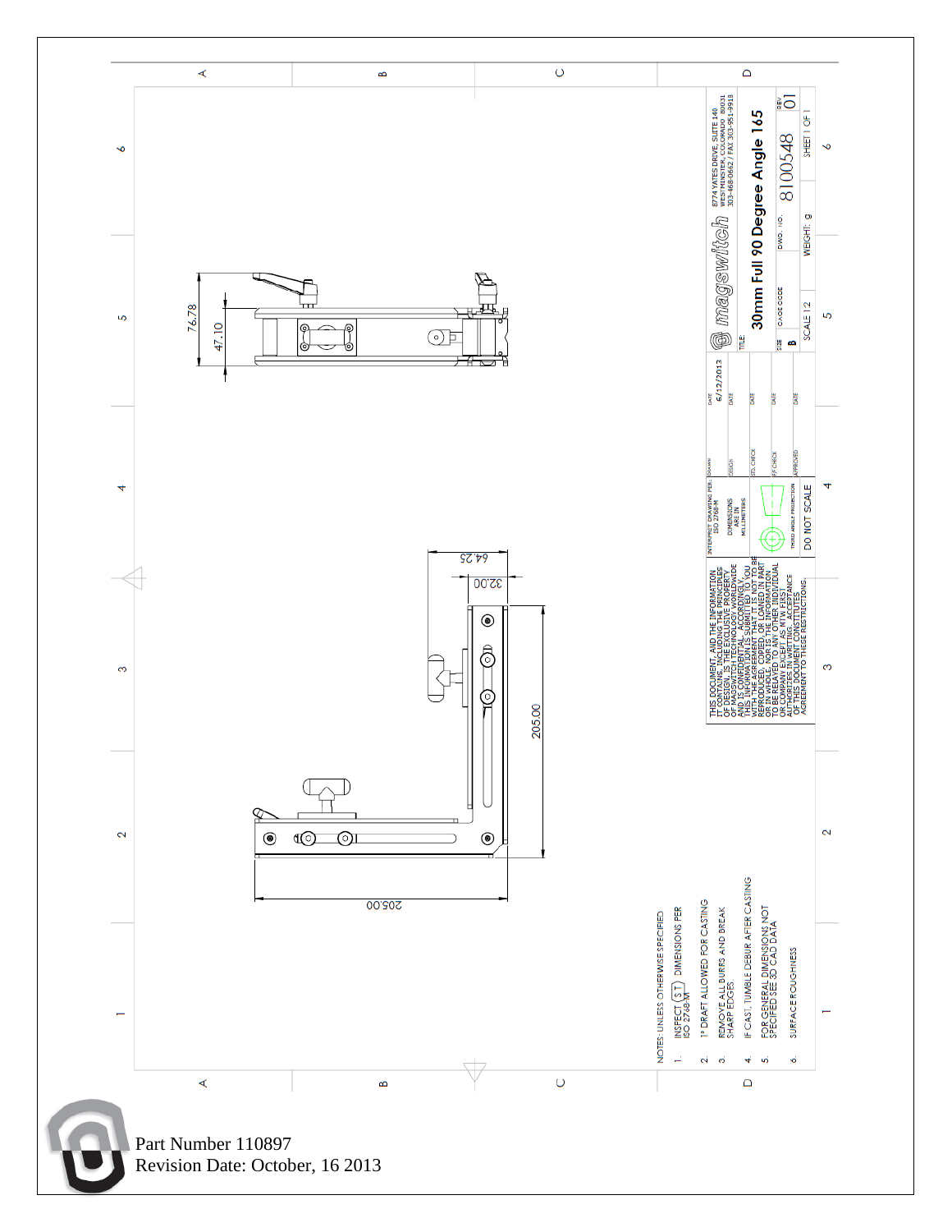NOTES: UNLESS OTHERWISE SPECIFIED

1. INSPECT (ST) DIMENSIONS PER ISO 2768-M
2. 1° DRAFT ALLOWED FOR CASTING
3. REMOVE ALL BURRS AND BREAK SHARP EDGES
4. IF CAST, TUMBLE DEBUR AFTER CASTING
5. FOR GENERAL DIMENSIONS NOT SPECIFIED SEE 3D CAD DATA
6. SURFACE ROUGHNESS

76.78

47.10

64.25

32.00

205.00

205.00

THIS DOCUMENT, AND THE INFORMATION IT CONTAINS, INCLUDING THE PRINCIPLES OF DESIGN, IS THE EXCLUSIVE PROPERTY OF MAGSWITCH TECHNOLOGY WORLDWIDE AND IS CONFIDENTIAL. ACCORDINGLY, THIS INFORMATION IS SUBMITTED TO YOU WITH THE AGREEMENT THAT IT IS NOT TO BE REPRODUCED, COPIED, OR LOANED IN PART OR IN WHOLE, NOR IS THE INFORMATION TO BE RELAYED TO ANY OTHER INDIVIDUAL OR COMPANY EXCEPT AS MTW FIRST AUTHORIZES IN WRITING. ACCEPTANCE OF THIS DOCUMENT CONSTITUTES AGREEMENT TO THESE RESTRICTIONS.

INTERPRET DRAWING PER: ISO 2768-M

DIMENSIONS ARE IN MILLIMETERS

THIRD ANGLE PROJECTION

DO NOT SCALE

| | |
|---|---|
| DRAWN | DATE 6/12/2013 |
| DESIGN | DATE |
| STD. CHECK | DATE |
| F/F CHECK | DATE |
| APPROVED | DATE |

magswitch

8774 YATES DRIVE, SUITE 140 WESTMINSTER, COLORADO 80031 303-468-0662 / FAX 303-951-9918

TITLE: 30mm Full 90 Degree Angle 165

| SIZE | CAGE CODE | DWG. NO. | REV |
|---|---|---|---|
| B | | 8100548 | 01 |
| SCALE 1:2 | | WEIGHT: g | SHEET 1 OF 1 |

Part Number 110897

Revision Date: October, 16 2013